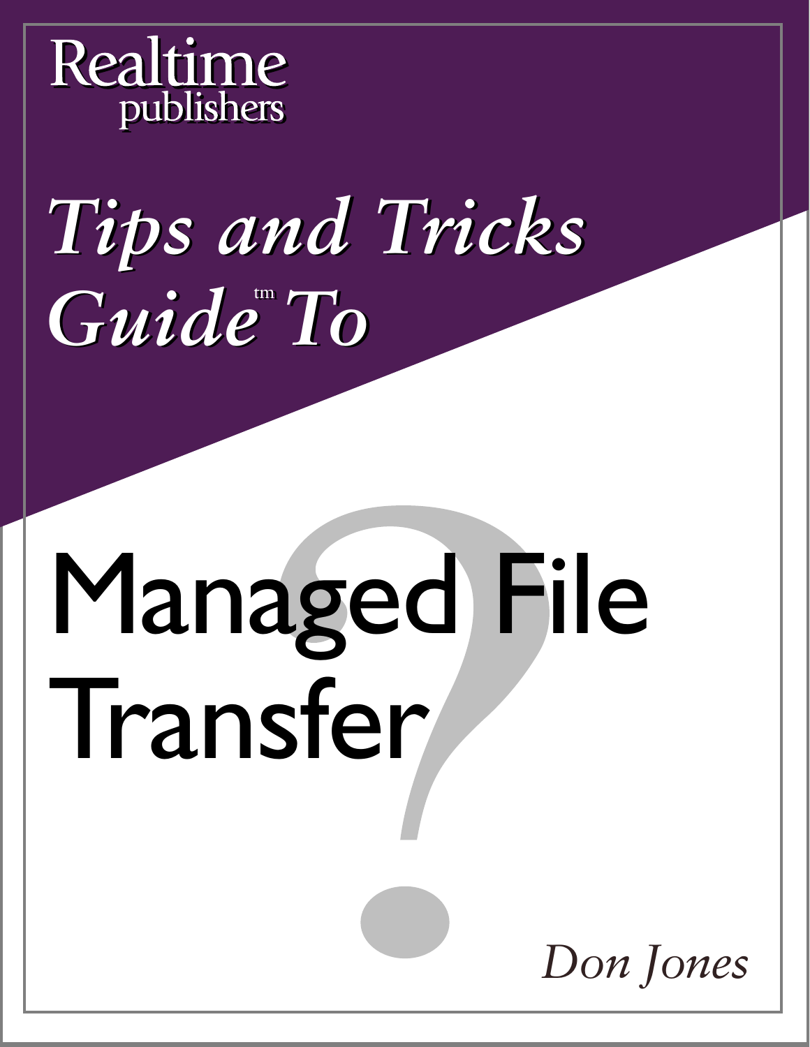Realtime publishers

# *Tips and Tricks Guide™ To*

# Managed File Transfer

*Don Jones*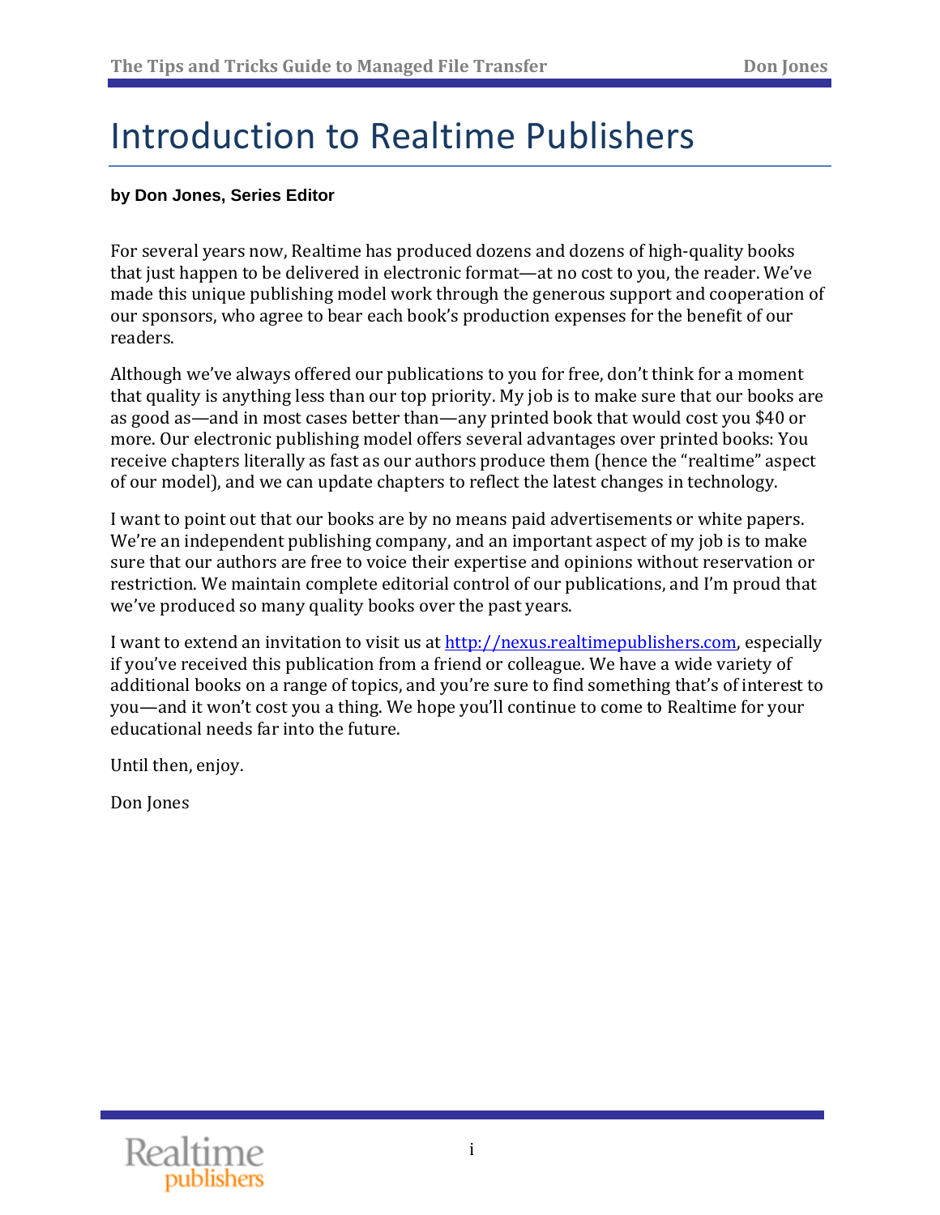# Introduction to Realtime Publishers

**by Don Jones, Series Editor**

For several years now, Realtime has produced dozens and dozens of high-quality books that just happen to be delivered in electronic format—at no cost to you, the reader. We've made this unique publishing model work through the generous support and cooperation of our sponsors, who agree to bear each book's production expenses for the benefit of our readers.

Although we've always offered our publications to you for free, don't think for a moment that quality is anything less than our top priority. My job is to make sure that our books are as good as—and in most cases better than—any printed book that would cost you $40 or more. Our electronic publishing model offers several advantages over printed books: You receive chapters literally as fast as our authors produce them (hence the "realtime" aspect of our model), and we can update chapters to reflect the latest changes in technology.

I want to point out that our books are by no means paid advertisements or white papers. We're an independent publishing company, and an important aspect of my job is to make sure that our authors are free to voice their expertise and opinions without reservation or restriction. We maintain complete editorial control of our publications, and I'm proud that we've produced so many quality books over the past years.

I want to extend an invitation to visit us at http://nexus.realtimepublishers.com, especially if you've received this publication from a friend or colleague. We have a wide variety of additional books on a range of topics, and you're sure to find something that's of interest to you—and it won't cost you a thing. We hope you'll continue to come to Realtime for your educational needs far into the future.

Until then, enjoy.

Don Jones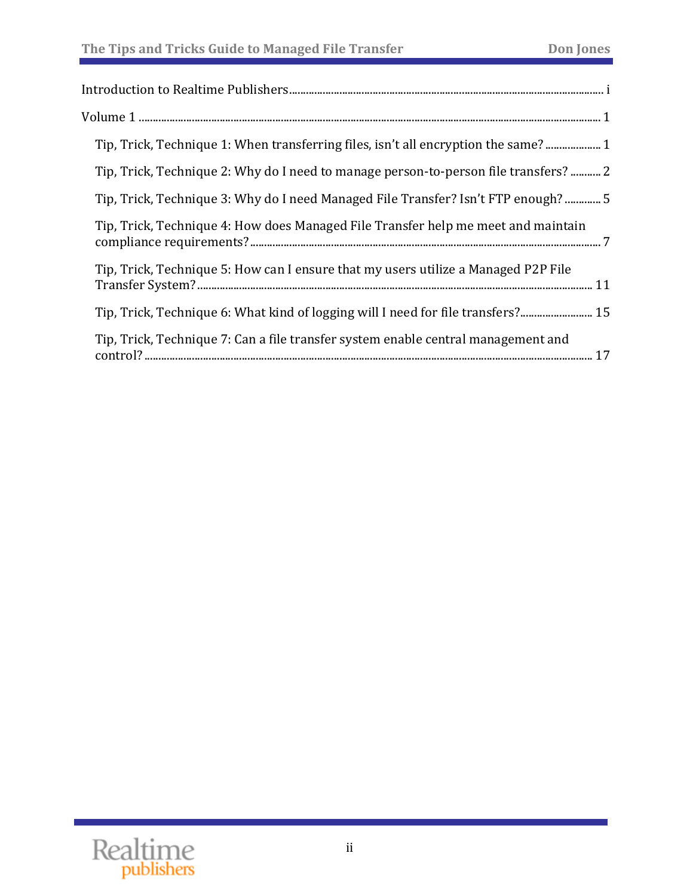Introduction to Realtime Publishers ................ i

Volume 1 ................ 1

- Tip, Trick, Technique 1: When transferring files, isn't all encryption the same? ................ 1
- Tip, Trick, Technique 2: Why do I need to manage person-to-person file transfers? ................ 2
- Tip, Trick, Technique 3: Why do I need Managed File Transfer? Isn't FTP enough? ................ 5
- Tip, Trick, Technique 4: How does Managed File Transfer help me meet and maintain compliance requirements? ................ 7
- Tip, Trick, Technique 5: How can I ensure that my users utilize a Managed P2P File Transfer System? ................ 11
- Tip, Trick, Technique 6: What kind of logging will I need for file transfers? ................ 15
- Tip, Trick, Technique 7: Can a file transfer system enable central management and control? ................ 17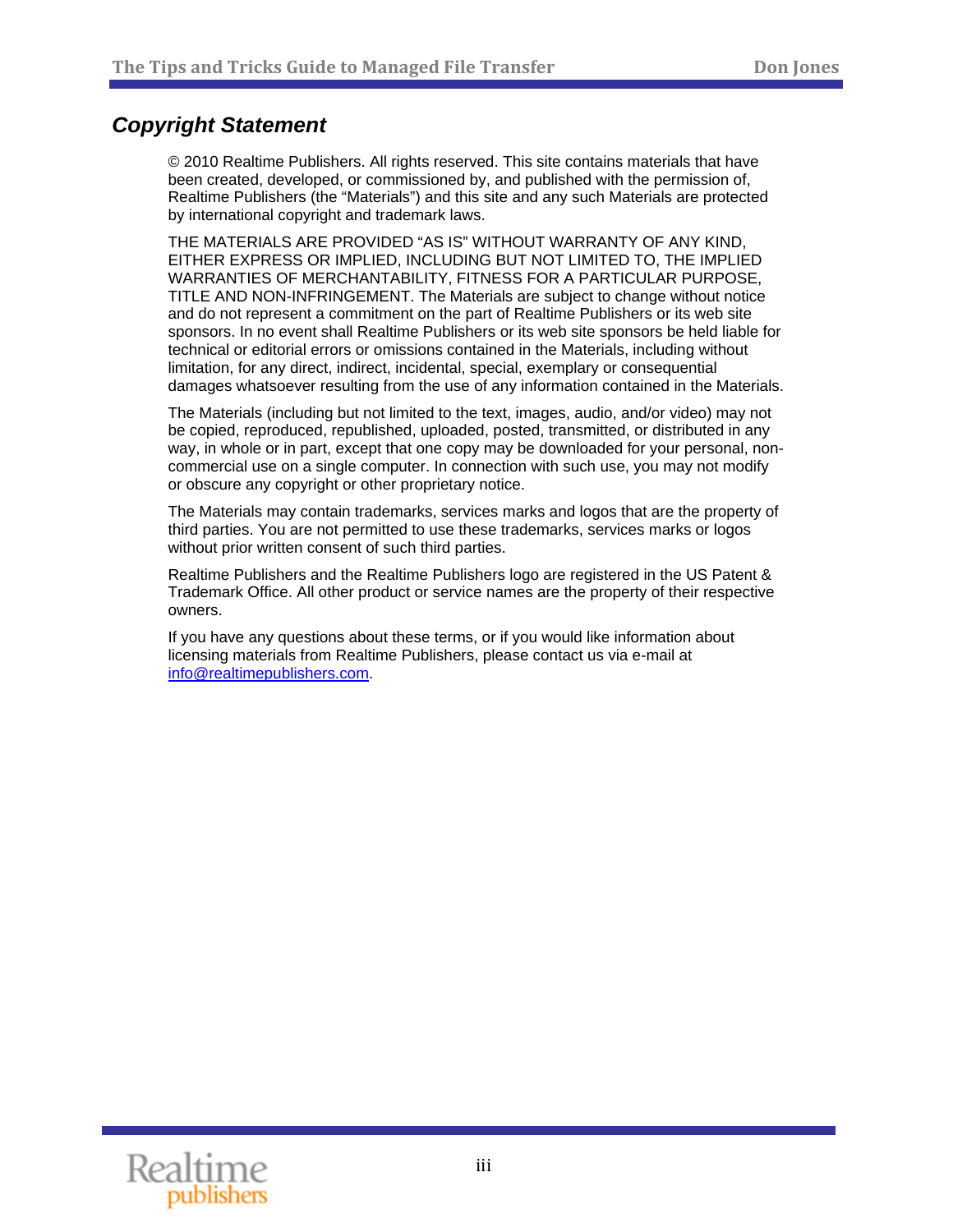## *Copyright Statement*

© 2010 Realtime Publishers. All rights reserved. This site contains materials that have been created, developed, or commissioned by, and published with the permission of, Realtime Publishers (the "Materials") and this site and any such Materials are protected by international copyright and trademark laws.

THE MATERIALS ARE PROVIDED "AS IS" WITHOUT WARRANTY OF ANY KIND, EITHER EXPRESS OR IMPLIED, INCLUDING BUT NOT LIMITED TO, THE IMPLIED WARRANTIES OF MERCHANTABILITY, FITNESS FOR A PARTICULAR PURPOSE, TITLE AND NON-INFRINGEMENT. The Materials are subject to change without notice and do not represent a commitment on the part of Realtime Publishers or its web site sponsors. In no event shall Realtime Publishers or its web site sponsors be held liable for technical or editorial errors or omissions contained in the Materials, including without limitation, for any direct, indirect, incidental, special, exemplary or consequential damages whatsoever resulting from the use of any information contained in the Materials.

The Materials (including but not limited to the text, images, audio, and/or video) may not be copied, reproduced, republished, uploaded, posted, transmitted, or distributed in any way, in whole or in part, except that one copy may be downloaded for your personal, non-commercial use on a single computer. In connection with such use, you may not modify or obscure any copyright or other proprietary notice.

The Materials may contain trademarks, services marks and logos that are the property of third parties. You are not permitted to use these trademarks, services marks or logos without prior written consent of such third parties.

Realtime Publishers and the Realtime Publishers logo are registered in the US Patent & Trademark Office. All other product or service names are the property of their respective owners.

If you have any questions about these terms, or if you would like information about licensing materials from Realtime Publishers, please contact us via e-mail at info@realtimepublishers.com.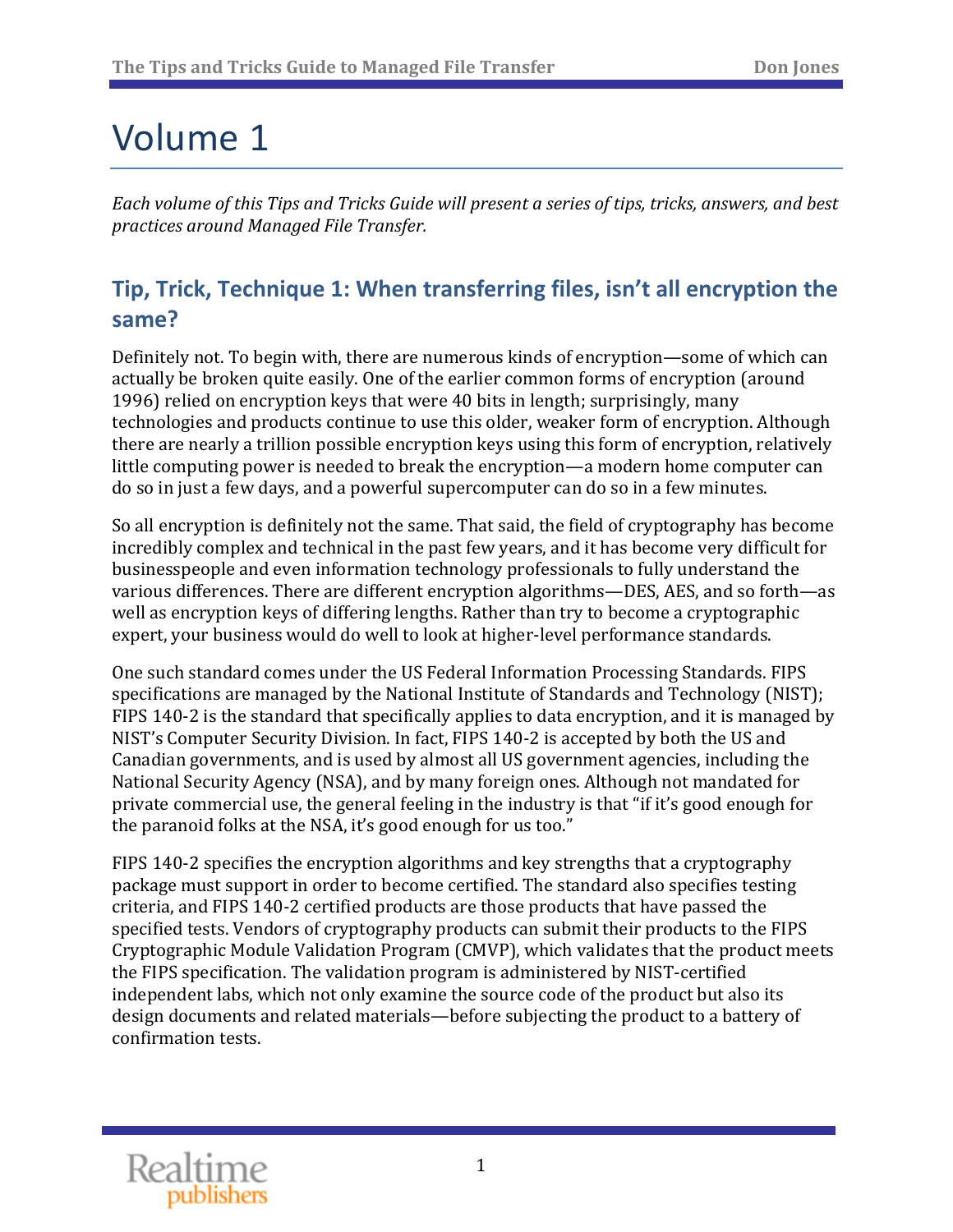# Volume 1

*Each volume of this Tips and Tricks Guide will present a series of tips, tricks, answers, and best practices around Managed File Transfer.*

## Tip, Trick, Technique 1: When transferring files, isn't all encryption the same?

Definitely not. To begin with, there are numerous kinds of encryption—some of which can actually be broken quite easily. One of the earlier common forms of encryption (around 1996) relied on encryption keys that were 40 bits in length; surprisingly, many technologies and products continue to use this older, weaker form of encryption. Although there are nearly a trillion possible encryption keys using this form of encryption, relatively little computing power is needed to break the encryption—a modern home computer can do so in just a few days, and a powerful supercomputer can do so in a few minutes.

So all encryption is definitely not the same. That said, the field of cryptography has become incredibly complex and technical in the past few years, and it has become very difficult for businesspeople and even information technology professionals to fully understand the various differences. There are different encryption algorithms—DES, AES, and so forth—as well as encryption keys of differing lengths. Rather than try to become a cryptographic expert, your business would do well to look at higher-level performance standards.

One such standard comes under the US Federal Information Processing Standards. FIPS specifications are managed by the National Institute of Standards and Technology (NIST); FIPS 140-2 is the standard that specifically applies to data encryption, and it is managed by NIST's Computer Security Division. In fact, FIPS 140-2 is accepted by both the US and Canadian governments, and is used by almost all US government agencies, including the National Security Agency (NSA), and by many foreign ones. Although not mandated for private commercial use, the general feeling in the industry is that "if it's good enough for the paranoid folks at the NSA, it's good enough for us too."

FIPS 140-2 specifies the encryption algorithms and key strengths that a cryptography package must support in order to become certified. The standard also specifies testing criteria, and FIPS 140-2 certified products are those products that have passed the specified tests. Vendors of cryptography products can submit their products to the FIPS Cryptographic Module Validation Program (CMVP), which validates that the product meets the FIPS specification. The validation program is administered by NIST-certified independent labs, which not only examine the source code of the product but also its design documents and related materials—before subjecting the product to a battery of confirmation tests.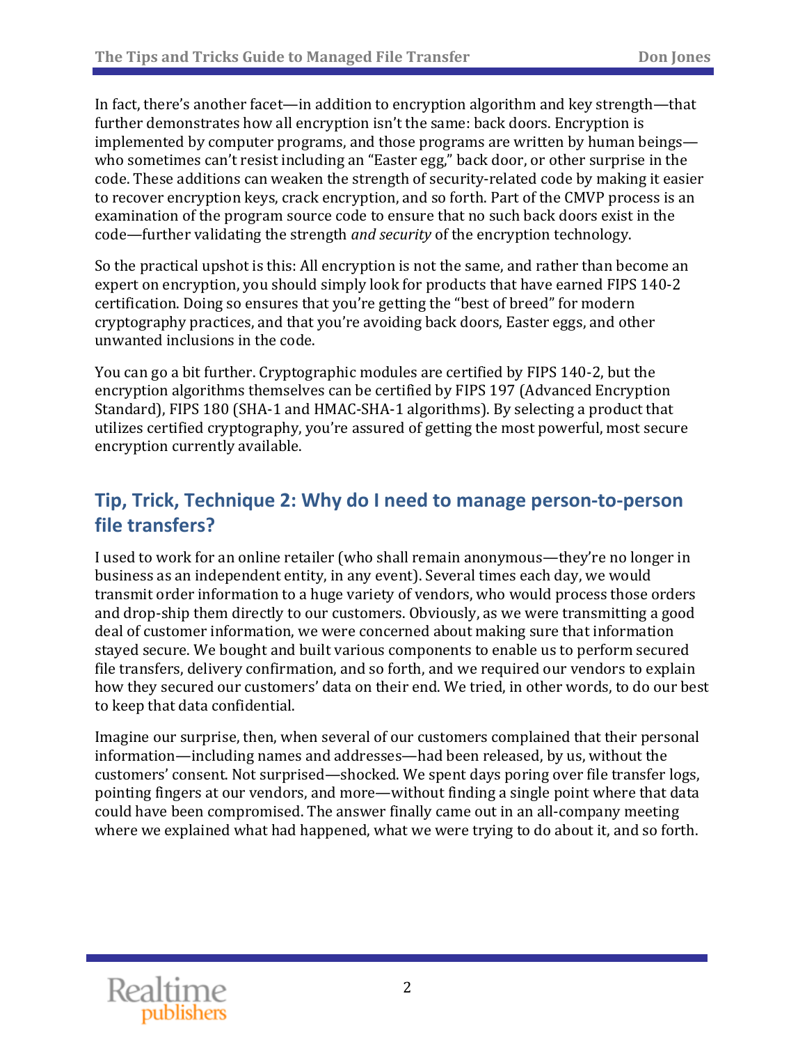In fact, there's another facet—in addition to encryption algorithm and key strength—that further demonstrates how all encryption isn't the same: back doors. Encryption is implemented by computer programs, and those programs are written by human beings—who sometimes can't resist including an "Easter egg," back door, or other surprise in the code. These additions can weaken the strength of security-related code by making it easier to recover encryption keys, crack encryption, and so forth. Part of the CMVP process is an examination of the program source code to ensure that no such back doors exist in the code—further validating the strength *and security* of the encryption technology.

So the practical upshot is this: All encryption is not the same, and rather than become an expert on encryption, you should simply look for products that have earned FIPS 140-2 certification. Doing so ensures that you're getting the "best of breed" for modern cryptography practices, and that you're avoiding back doors, Easter eggs, and other unwanted inclusions in the code.

You can go a bit further. Cryptographic modules are certified by FIPS 140-2, but the encryption algorithms themselves can be certified by FIPS 197 (Advanced Encryption Standard), FIPS 180 (SHA-1 and HMAC-SHA-1 algorithms). By selecting a product that utilizes certified cryptography, you're assured of getting the most powerful, most secure encryption currently available.

## Tip, Trick, Technique 2: Why do I need to manage person-to-person file transfers?

I used to work for an online retailer (who shall remain anonymous—they're no longer in business as an independent entity, in any event). Several times each day, we would transmit order information to a huge variety of vendors, who would process those orders and drop-ship them directly to our customers. Obviously, as we were transmitting a good deal of customer information, we were concerned about making sure that information stayed secure. We bought and built various components to enable us to perform secured file transfers, delivery confirmation, and so forth, and we required our vendors to explain how they secured our customers' data on their end. We tried, in other words, to do our best to keep that data confidential.

Imagine our surprise, then, when several of our customers complained that their personal information—including names and addresses—had been released, by us, without the customers' consent. Not surprised—shocked. We spent days poring over file transfer logs, pointing fingers at our vendors, and more—without finding a single point where that data could have been compromised. The answer finally came out in an all-company meeting where we explained what had happened, what we were trying to do about it, and so forth.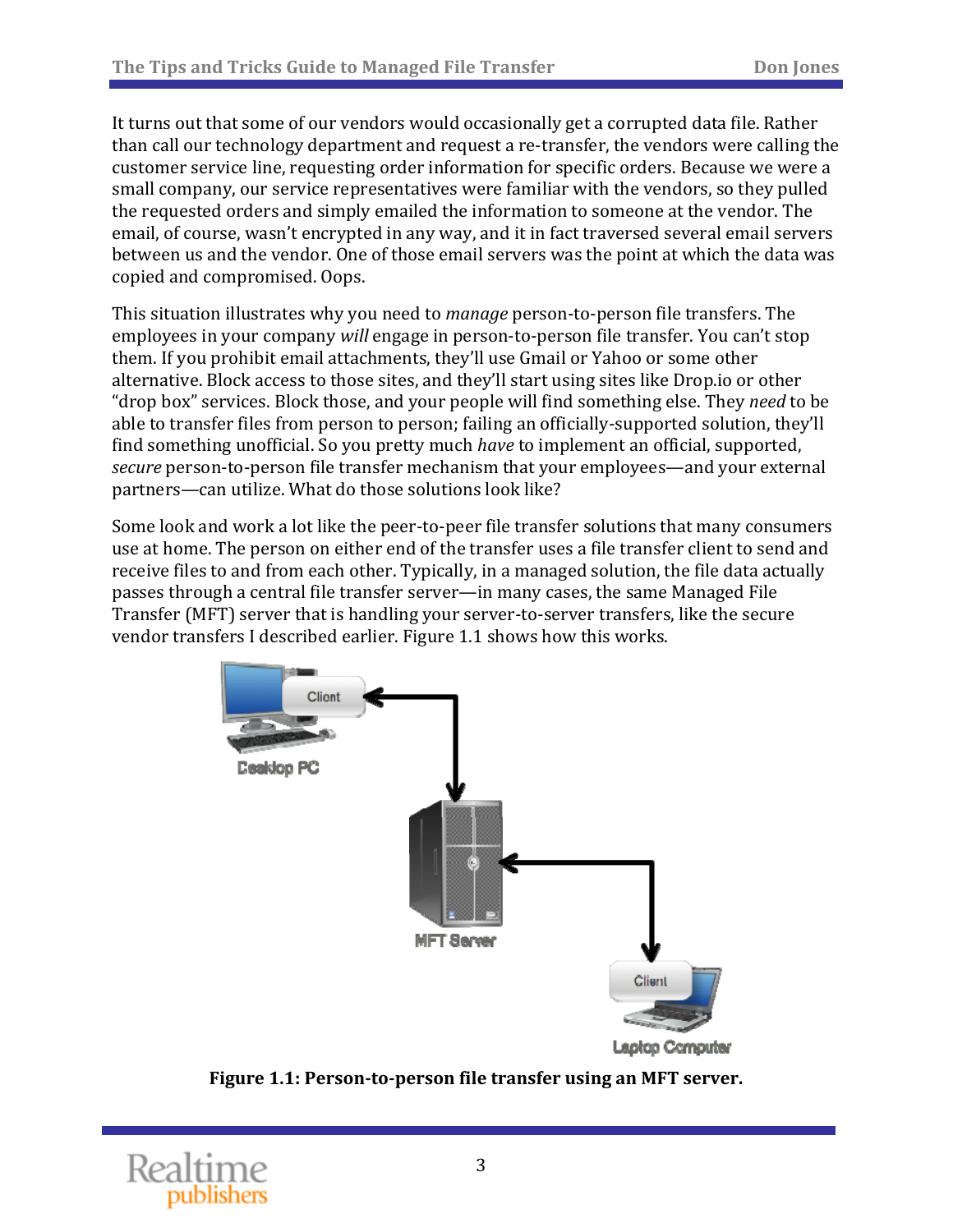It turns out that some of our vendors would occasionally get a corrupted data file. Rather than call our technology department and request a re-transfer, the vendors were calling the customer service line, requesting order information for specific orders. Because we were a small company, our service representatives were familiar with the vendors, so they pulled the requested orders and simply emailed the information to someone at the vendor. The email, of course, wasn't encrypted in any way, and it in fact traversed several email servers between us and the vendor. One of those email servers was the point at which the data was copied and compromised. Oops.

This situation illustrates why you need to *manage* person-to-person file transfers. The employees in your company *will* engage in person-to-person file transfer. You can't stop them. If you prohibit email attachments, they'll use Gmail or Yahoo or some other alternative. Block access to those sites, and they'll start using sites like Drop.io or other "drop box" services. Block those, and your people will find something else. They *need* to be able to transfer files from person to person; failing an officially-supported solution, they'll find something unofficial. So you pretty much *have* to implement an official, supported, *secure* person-to-person file transfer mechanism that your employees—and your external partners—can utilize. What do those solutions look like?

Some look and work a lot like the peer-to-peer file transfer solutions that many consumers use at home. The person on either end of the transfer uses a file transfer client to send and receive files to and from each other. Typically, in a managed solution, the file data actually passes through a central file transfer server—in many cases, the same Managed File Transfer (MFT) server that is handling your server-to-server transfers, like the secure vendor transfers I described earlier. Figure 1.1 shows how this works.

**Figure 1.1: Person-to-person file transfer using an MFT server.**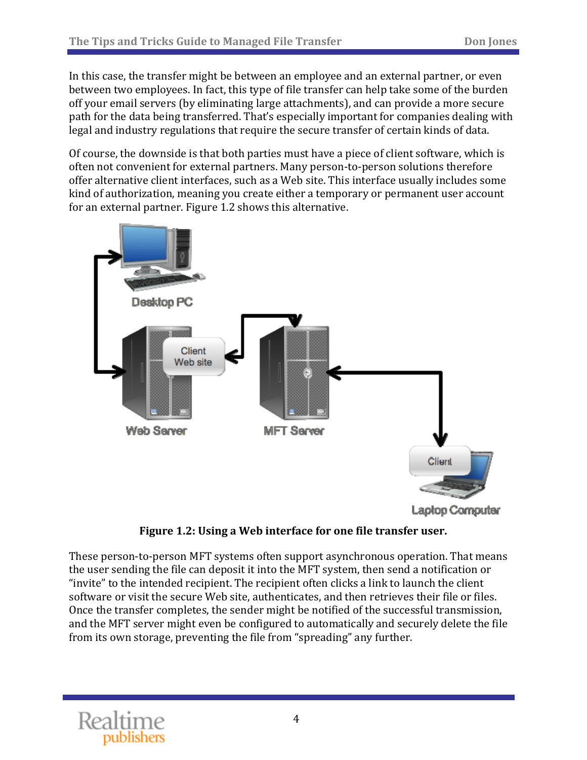In this case, the transfer might be between an employee and an external partner, or even between two employees. In fact, this type of file transfer can help take some of the burden off your email servers (by eliminating large attachments), and can provide a more secure path for the data being transferred. That's especially important for companies dealing with legal and industry regulations that require the secure transfer of certain kinds of data.

Of course, the downside is that both parties must have a piece of client software, which is often not convenient for external partners. Many person-to-person solutions therefore offer alternative client interfaces, such as a Web site. This interface usually includes some kind of authorization, meaning you create either a temporary or permanent user account for an external partner. Figure 1.2 shows this alternative.

**Figure 1.2: Using a Web interface for one file transfer user.**

These person-to-person MFT systems often support asynchronous operation. That means the user sending the file can deposit it into the MFT system, then send a notification or "invite" to the intended recipient. The recipient often clicks a link to launch the client software or visit the secure Web site, authenticates, and then retrieves their file or files. Once the transfer completes, the sender might be notified of the successful transmission, and the MFT server might even be configured to automatically and securely delete the file from its own storage, preventing the file from "spreading" any further.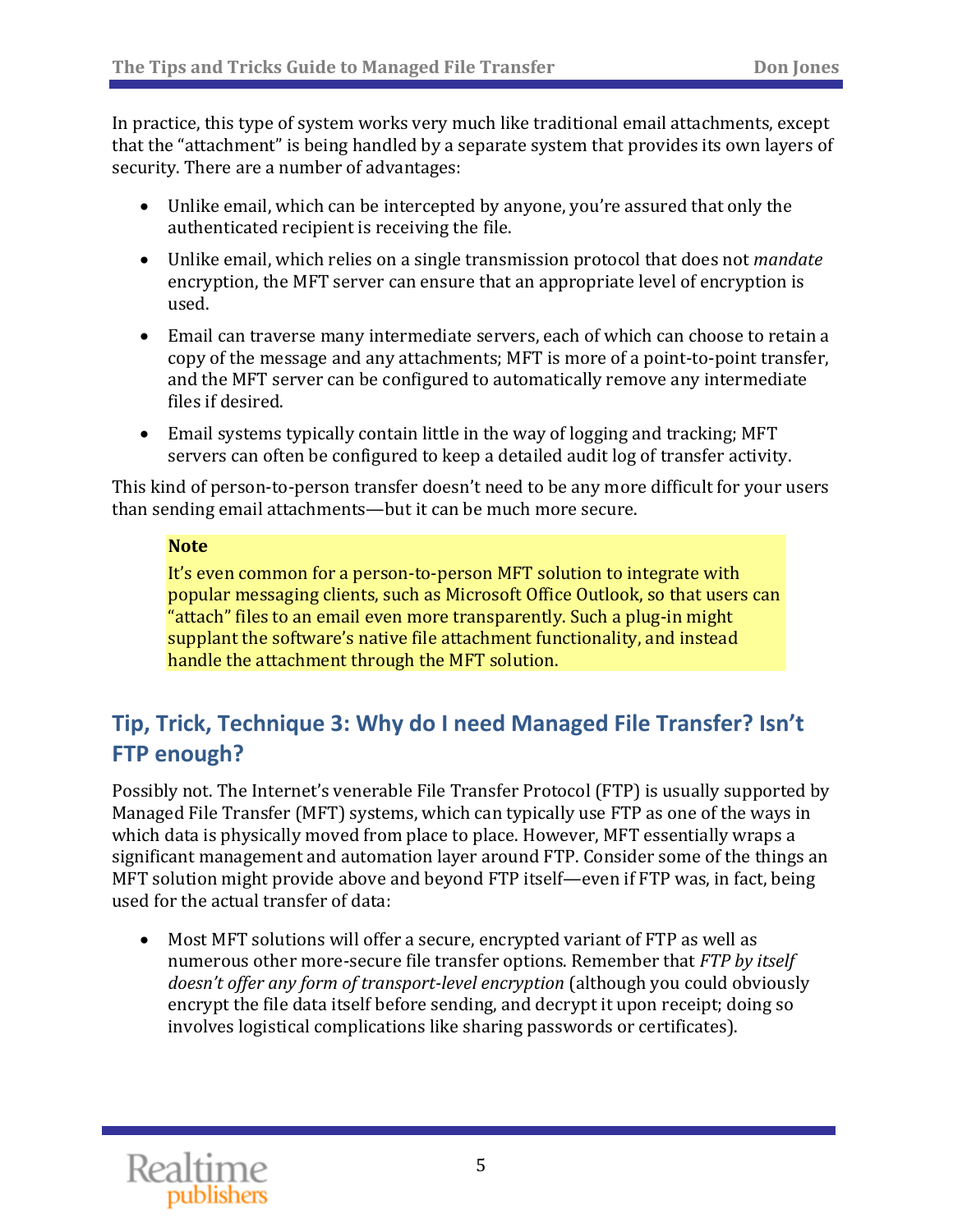In practice, this type of system works very much like traditional email attachments, except that the “attachment” is being handled by a separate system that provides its own layers of security. There are a number of advantages:

- Unlike email, which can be intercepted by anyone, you’re assured that only the authenticated recipient is receiving the file.
- Unlike email, which relies on a single transmission protocol that does not *mandate* encryption, the MFT server can ensure that an appropriate level of encryption is used.
- Email can traverse many intermediate servers, each of which can choose to retain a copy of the message and any attachments; MFT is more of a point-to-point transfer, and the MFT server can be configured to automatically remove any intermediate files if desired.
- Email systems typically contain little in the way of logging and tracking; MFT servers can often be configured to keep a detailed audit log of transfer activity.

This kind of person-to-person transfer doesn’t need to be any more difficult for your users than sending email attachments—but it can be much more secure.

> **Note**
> It’s even common for a person-to-person MFT solution to integrate with popular messaging clients, such as Microsoft Office Outlook, so that users can “attach” files to an email even more transparently. Such a plug-in might supplant the software’s native file attachment functionality, and instead handle the attachment through the MFT solution.

## Tip, Trick, Technique 3: Why do I need Managed File Transfer? Isn’t FTP enough?

Possibly not. The Internet’s venerable File Transfer Protocol (FTP) is usually supported by Managed File Transfer (MFT) systems, which can typically use FTP as one of the ways in which data is physically moved from place to place. However, MFT essentially wraps a significant management and automation layer around FTP. Consider some of the things an MFT solution might provide above and beyond FTP itself—even if FTP was, in fact, being used for the actual transfer of data:

- Most MFT solutions will offer a secure, encrypted variant of FTP as well as numerous other more-secure file transfer options. Remember that *FTP by itself doesn’t offer any form of transport-level encryption* (although you could obviously encrypt the file data itself before sending, and decrypt it upon receipt; doing so involves logistical complications like sharing passwords or certificates).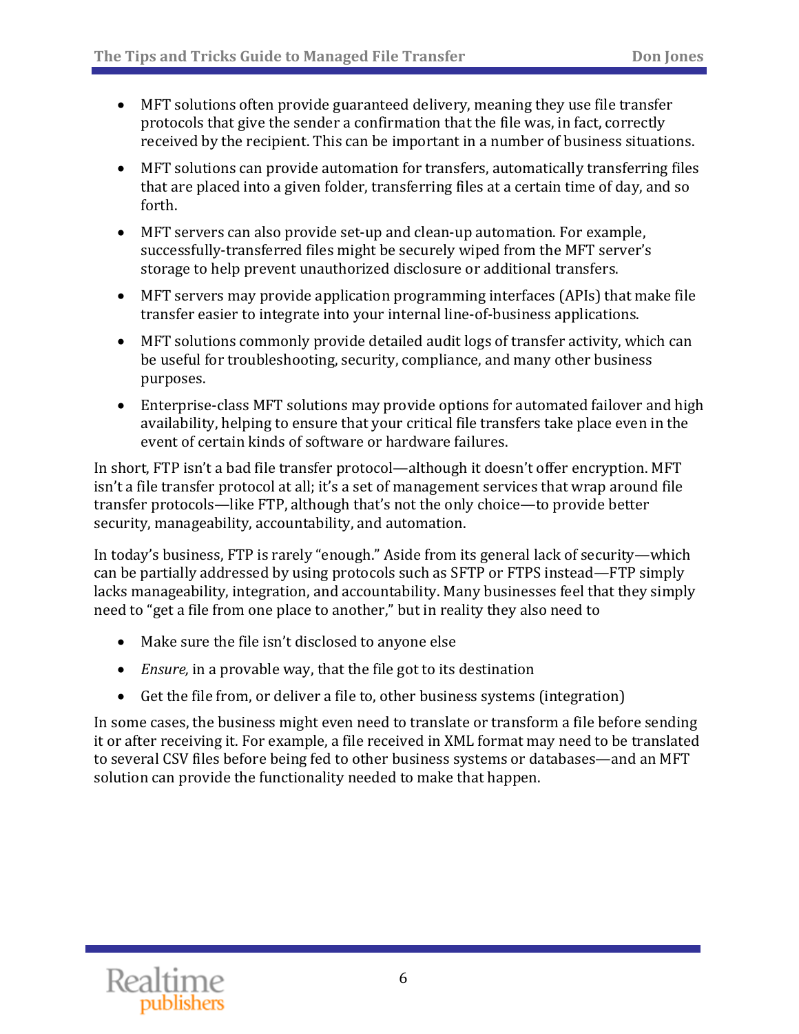- MFT solutions often provide guaranteed delivery, meaning they use file transfer protocols that give the sender a confirmation that the file was, in fact, correctly received by the recipient. This can be important in a number of business situations.
- MFT solutions can provide automation for transfers, automatically transferring files that are placed into a given folder, transferring files at a certain time of day, and so forth.
- MFT servers can also provide set-up and clean-up automation. For example, successfully-transferred files might be securely wiped from the MFT server's storage to help prevent unauthorized disclosure or additional transfers.
- MFT servers may provide application programming interfaces (APIs) that make file transfer easier to integrate into your internal line-of-business applications.
- MFT solutions commonly provide detailed audit logs of transfer activity, which can be useful for troubleshooting, security, compliance, and many other business purposes.
- Enterprise-class MFT solutions may provide options for automated failover and high availability, helping to ensure that your critical file transfers take place even in the event of certain kinds of software or hardware failures.

In short, FTP isn't a bad file transfer protocol—although it doesn't offer encryption. MFT isn't a file transfer protocol at all; it's a set of management services that wrap around file transfer protocols—like FTP, although that's not the only choice—to provide better security, manageability, accountability, and automation.

In today's business, FTP is rarely "enough." Aside from its general lack of security—which can be partially addressed by using protocols such as SFTP or FTPS instead—FTP simply lacks manageability, integration, and accountability. Many businesses feel that they simply need to "get a file from one place to another," but in reality they also need to

- Make sure the file isn't disclosed to anyone else
- *Ensure,* in a provable way, that the file got to its destination
- Get the file from, or deliver a file to, other business systems (integration)

In some cases, the business might even need to translate or transform a file before sending it or after receiving it. For example, a file received in XML format may need to be translated to several CSV files before being fed to other business systems or databases—and an MFT solution can provide the functionality needed to make that happen.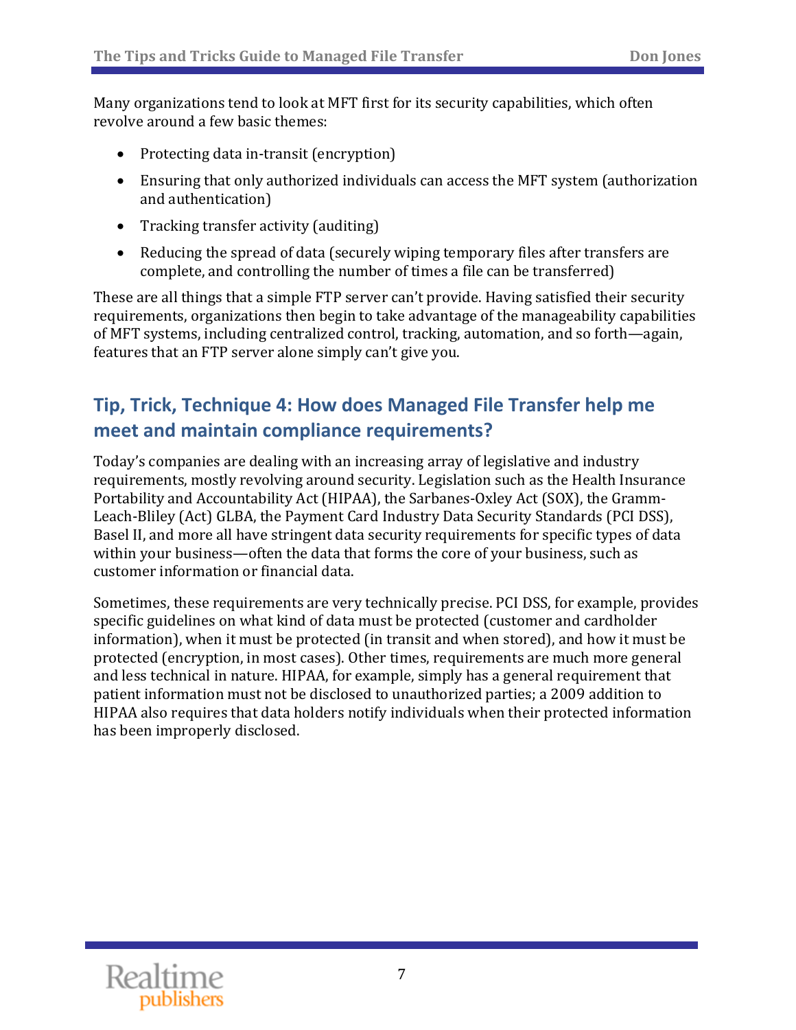Many organizations tend to look at MFT first for its security capabilities, which often revolve around a few basic themes:

- Protecting data in-transit (encryption)
- Ensuring that only authorized individuals can access the MFT system (authorization and authentication)
- Tracking transfer activity (auditing)
- Reducing the spread of data (securely wiping temporary files after transfers are complete, and controlling the number of times a file can be transferred)

These are all things that a simple FTP server can't provide. Having satisfied their security requirements, organizations then begin to take advantage of the manageability capabilities of MFT systems, including centralized control, tracking, automation, and so forth—again, features that an FTP server alone simply can't give you.

## Tip, Trick, Technique 4: How does Managed File Transfer help me meet and maintain compliance requirements?

Today's companies are dealing with an increasing array of legislative and industry requirements, mostly revolving around security. Legislation such as the Health Insurance Portability and Accountability Act (HIPAA), the Sarbanes-Oxley Act (SOX), the Gramm-Leach-Bliley (Act) GLBA, the Payment Card Industry Data Security Standards (PCI DSS), Basel II, and more all have stringent data security requirements for specific types of data within your business—often the data that forms the core of your business, such as customer information or financial data.

Sometimes, these requirements are very technically precise. PCI DSS, for example, provides specific guidelines on what kind of data must be protected (customer and cardholder information), when it must be protected (in transit and when stored), and how it must be protected (encryption, in most cases). Other times, requirements are much more general and less technical in nature. HIPAA, for example, simply has a general requirement that patient information must not be disclosed to unauthorized parties; a 2009 addition to HIPAA also requires that data holders notify individuals when their protected information has been improperly disclosed.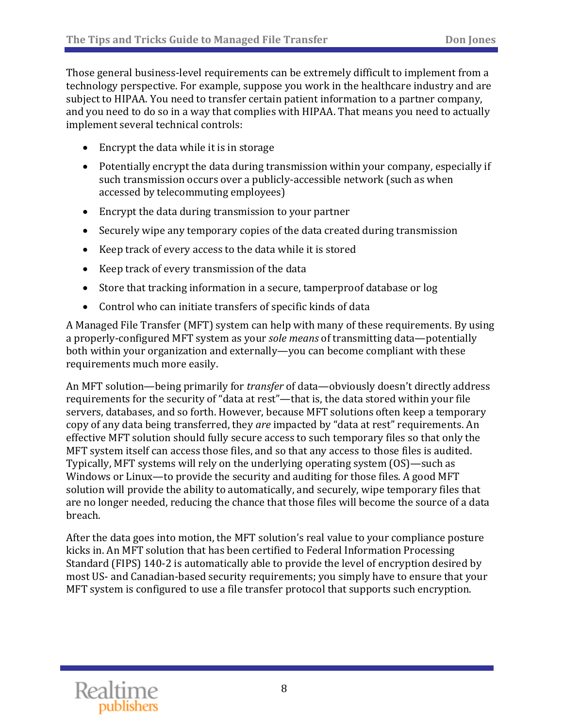Those general business-level requirements can be extremely difficult to implement from a technology perspective. For example, suppose you work in the healthcare industry and are subject to HIPAA. You need to transfer certain patient information to a partner company, and you need to do so in a way that complies with HIPAA. That means you need to actually implement several technical controls:

- Encrypt the data while it is in storage
- Potentially encrypt the data during transmission within your company, especially if such transmission occurs over a publicly-accessible network (such as when accessed by telecommuting employees)
- Encrypt the data during transmission to your partner
- Securely wipe any temporary copies of the data created during transmission
- Keep track of every access to the data while it is stored
- Keep track of every transmission of the data
- Store that tracking information in a secure, tamperproof database or log
- Control who can initiate transfers of specific kinds of data

A Managed File Transfer (MFT) system can help with many of these requirements. By using a properly-configured MFT system as your *sole means* of transmitting data—potentially both within your organization and externally—you can become compliant with these requirements much more easily.

An MFT solution—being primarily for *transfer* of data—obviously doesn't directly address requirements for the security of "data at rest"—that is, the data stored within your file servers, databases, and so forth. However, because MFT solutions often keep a temporary copy of any data being transferred, they *are* impacted by "data at rest" requirements. An effective MFT solution should fully secure access to such temporary files so that only the MFT system itself can access those files, and so that any access to those files is audited. Typically, MFT systems will rely on the underlying operating system (OS)—such as Windows or Linux—to provide the security and auditing for those files. A good MFT solution will provide the ability to automatically, and securely, wipe temporary files that are no longer needed, reducing the chance that those files will become the source of a data breach.

After the data goes into motion, the MFT solution's real value to your compliance posture kicks in. An MFT solution that has been certified to Federal Information Processing Standard (FIPS) 140-2 is automatically able to provide the level of encryption desired by most US- and Canadian-based security requirements; you simply have to ensure that your MFT system is configured to use a file transfer protocol that supports such encryption.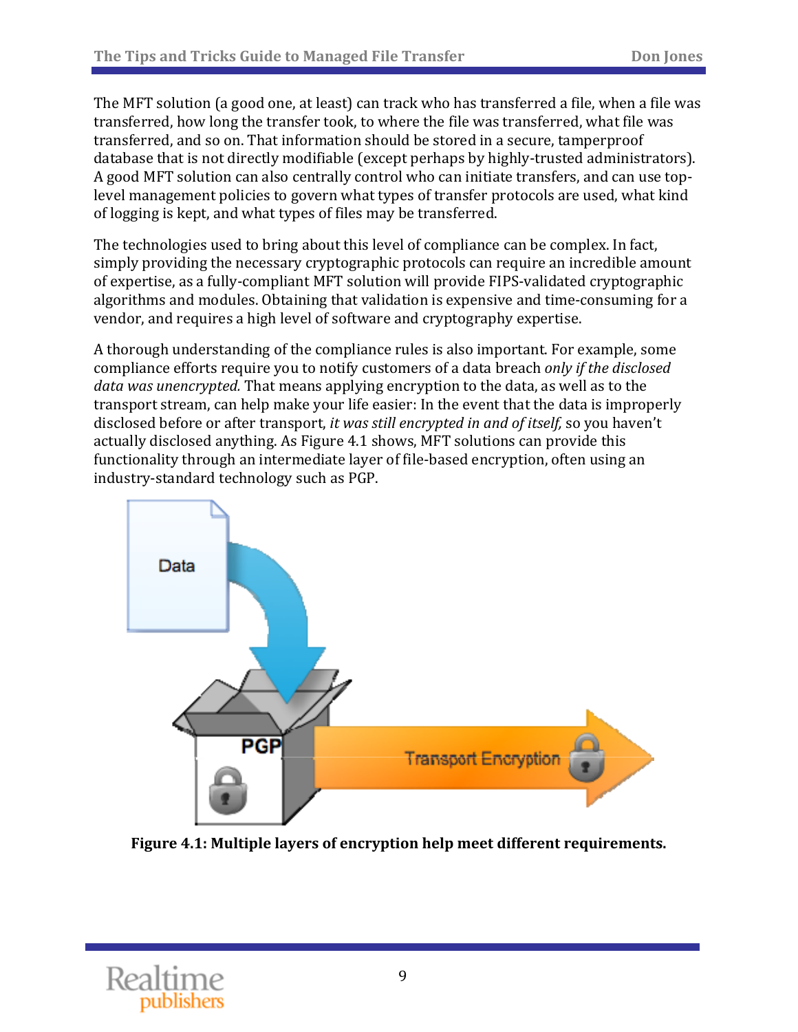The MFT solution (a good one, at least) can track who has transferred a file, when a file was transferred, how long the transfer took, to where the file was transferred, what file was transferred, and so on. That information should be stored in a secure, tamperproof database that is not directly modifiable (except perhaps by highly-trusted administrators). A good MFT solution can also centrally control who can initiate transfers, and can use top-level management policies to govern what types of transfer protocols are used, what kind of logging is kept, and what types of files may be transferred.

The technologies used to bring about this level of compliance can be complex. In fact, simply providing the necessary cryptographic protocols can require an incredible amount of expertise, as a fully-compliant MFT solution will provide FIPS-validated cryptographic algorithms and modules. Obtaining that validation is expensive and time-consuming for a vendor, and requires a high level of software and cryptography expertise.

A thorough understanding of the compliance rules is also important. For example, some compliance efforts require you to notify customers of a data breach *only if the disclosed data was unencrypted.* That means applying encryption to the data, as well as to the transport stream, can help make your life easier: In the event that the data is improperly disclosed before or after transport, *it was still encrypted in and of itself,* so you haven't actually disclosed anything. As Figure 4.1 shows, MFT solutions can provide this functionality through an intermediate layer of file-based encryption, often using an industry-standard technology such as PGP.

**Figure 4.1: Multiple layers of encryption help meet different requirements.**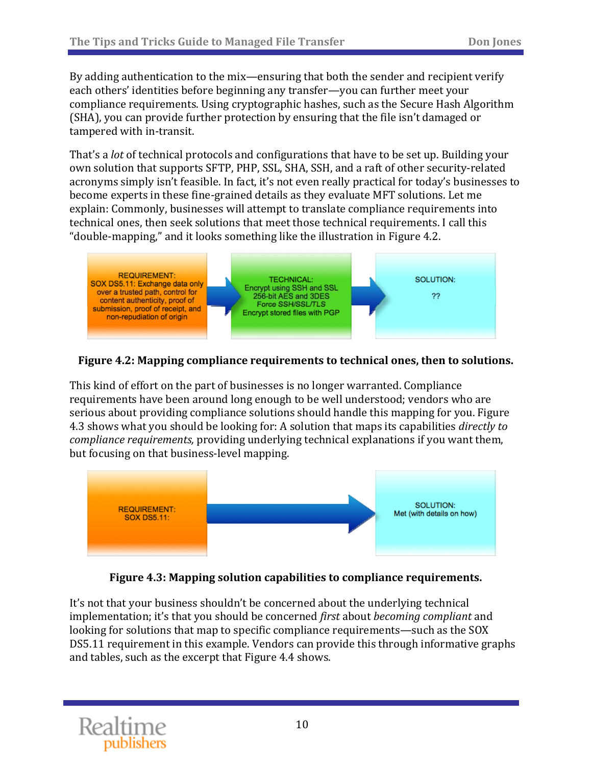By adding authentication to the mix—ensuring that both the sender and recipient verify each others' identities before beginning any transfer—you can further meet your compliance requirements. Using cryptographic hashes, such as the Secure Hash Algorithm (SHA), you can provide further protection by ensuring that the file isn't damaged or tampered with in-transit.

That's a *lot* of technical protocols and configurations that have to be set up. Building your own solution that supports SFTP, PHP, SSL, SHA, SSH, and a raft of other security-related acronyms simply isn't feasible. In fact, it's not even really practical for today's businesses to become experts in these fine-grained details as they evaluate MFT solutions. Let me explain: Commonly, businesses will attempt to translate compliance requirements into technical ones, then seek solutions that meet those technical requirements. I call this "double-mapping," and it looks something like the illustration in Figure 4.2.

REQUIREMENT: SOX DS5.11: Exchange data only over a trusted path, control for content authenticity, proof of submission, proof of receipt, and non-repudiation of origin

TECHNICAL: Encrypt using SSH and SSL 256-bit AES and 3DES Force SSH/SSL/TLS Encrypt stored files with PGP

SOLUTION: ??

**Figure 4.2: Mapping compliance requirements to technical ones, then to solutions.**

This kind of effort on the part of businesses is no longer warranted. Compliance requirements have been around long enough to be well understood; vendors who are serious about providing compliance solutions should handle this mapping for you. Figure 4.3 shows what you should be looking for: A solution that maps its capabilities *directly to compliance requirements,* providing underlying technical explanations if you want them, but focusing on that business-level mapping.

REQUIREMENT: SOX DS5.11:

SOLUTION: Met (with details on how)

**Figure 4.3: Mapping solution capabilities to compliance requirements.**

It's not that your business shouldn't be concerned about the underlying technical implementation; it's that you should be concerned *first* about *becoming compliant* and looking for solutions that map to specific compliance requirements—such as the SOX DS5.11 requirement in this example. Vendors can provide this through informative graphs and tables, such as the excerpt that Figure 4.4 shows.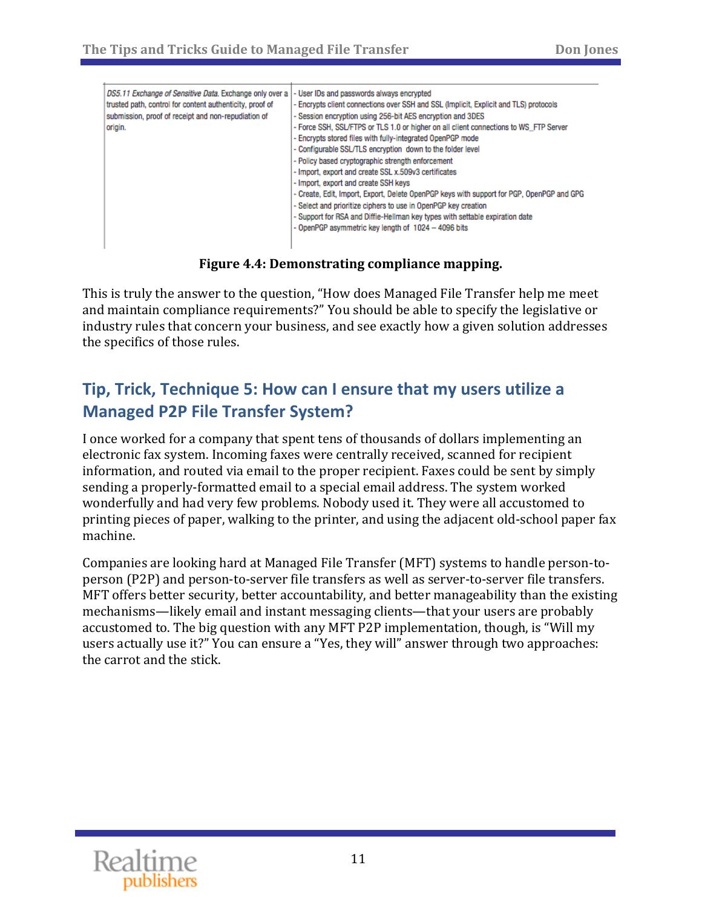| | |
|---|---|
| *DS5.11 Exchange of Sensitive Data.* Exchange only over a trusted path, control for content authenticity, proof of submission, proof of receipt and non-repudiation of origin. | - User IDs and passwords always encrypted<br>- Encrypts client connections over SSH and SSL (Implicit, Explicit and TLS) protocols<br>- Session encryption using 256-bit AES encryption and 3DES<br>- Force SSH, SSL/FTPS or TLS 1.0 or higher on all client connections to WS_FTP Server<br>- Encrypts stored files with fully-integrated OpenPGP mode<br>- Configurable SSL/TLS encryption down to the folder level<br>- Policy based cryptographic strength enforcement<br>- Import, export and create SSL x.509v3 certificates<br>- Import, export and create SSH keys<br>- Create, Edit, Import, Export, Delete OpenPGP keys with support for PGP, OpenPGP and GPG<br>- Select and prioritize ciphers to use in OpenPGP key creation<br>- Support for RSA and Diffie-Hellman key types with settable expiration date<br>- OpenPGP asymmetric key length of 1024 – 4096 bits |

**Figure 4.4: Demonstrating compliance mapping.**

This is truly the answer to the question, "How does Managed File Transfer help me meet and maintain compliance requirements?" You should be able to specify the legislative or industry rules that concern your business, and see exactly how a given solution addresses the specifics of those rules.

## Tip, Trick, Technique 5: How can I ensure that my users utilize a Managed P2P File Transfer System?

I once worked for a company that spent tens of thousands of dollars implementing an electronic fax system. Incoming faxes were centrally received, scanned for recipient information, and routed via email to the proper recipient. Faxes could be sent by simply sending a properly-formatted email to a special email address. The system worked wonderfully and had very few problems. Nobody used it. They were all accustomed to printing pieces of paper, walking to the printer, and using the adjacent old-school paper fax machine.

Companies are looking hard at Managed File Transfer (MFT) systems to handle person-to-person (P2P) and person-to-server file transfers as well as server-to-server file transfers. MFT offers better security, better accountability, and better manageability than the existing mechanisms—likely email and instant messaging clients—that your users are probably accustomed to. The big question with any MFT P2P implementation, though, is "Will my users actually use it?" You can ensure a "Yes, they will" answer through two approaches: the carrot and the stick.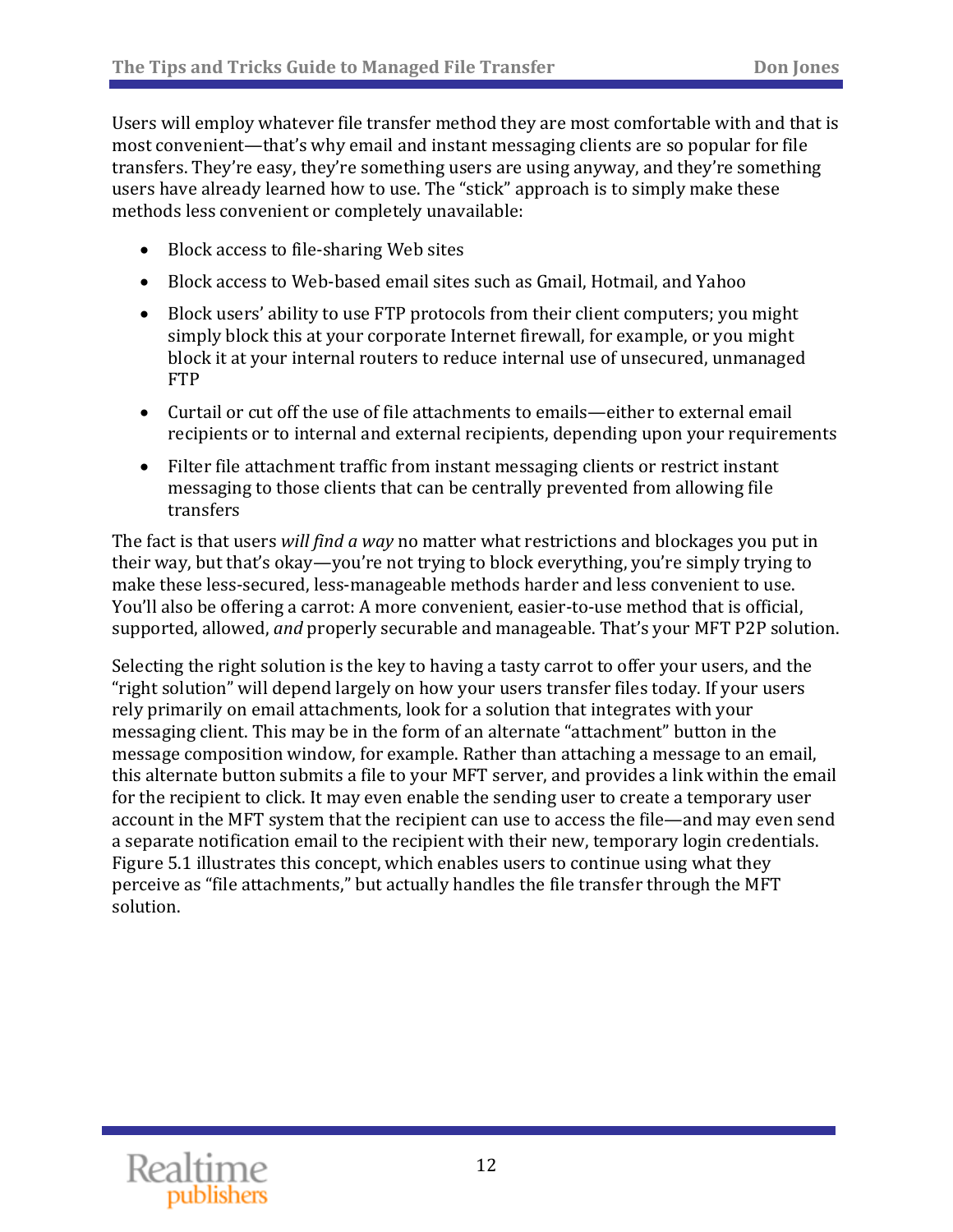Users will employ whatever file transfer method they are most comfortable with and that is most convenient—that's why email and instant messaging clients are so popular for file transfers. They're easy, they're something users are using anyway, and they're something users have already learned how to use. The "stick" approach is to simply make these methods less convenient or completely unavailable:

- Block access to file-sharing Web sites
- Block access to Web-based email sites such as Gmail, Hotmail, and Yahoo
- Block users' ability to use FTP protocols from their client computers; you might simply block this at your corporate Internet firewall, for example, or you might block it at your internal routers to reduce internal use of unsecured, unmanaged FTP
- Curtail or cut off the use of file attachments to emails—either to external email recipients or to internal and external recipients, depending upon your requirements
- Filter file attachment traffic from instant messaging clients or restrict instant messaging to those clients that can be centrally prevented from allowing file transfers

The fact is that users *will find a way* no matter what restrictions and blockages you put in their way, but that's okay—you're not trying to block everything, you're simply trying to make these less-secured, less-manageable methods harder and less convenient to use. You'll also be offering a carrot: A more convenient, easier-to-use method that is official, supported, allowed, *and* properly securable and manageable. That's your MFT P2P solution.

Selecting the right solution is the key to having a tasty carrot to offer your users, and the "right solution" will depend largely on how your users transfer files today. If your users rely primarily on email attachments, look for a solution that integrates with your messaging client. This may be in the form of an alternate "attachment" button in the message composition window, for example. Rather than attaching a message to an email, this alternate button submits a file to your MFT server, and provides a link within the email for the recipient to click. It may even enable the sending user to create a temporary user account in the MFT system that the recipient can use to access the file—and may even send a separate notification email to the recipient with their new, temporary login credentials. Figure 5.1 illustrates this concept, which enables users to continue using what they perceive as "file attachments," but actually handles the file transfer through the MFT solution.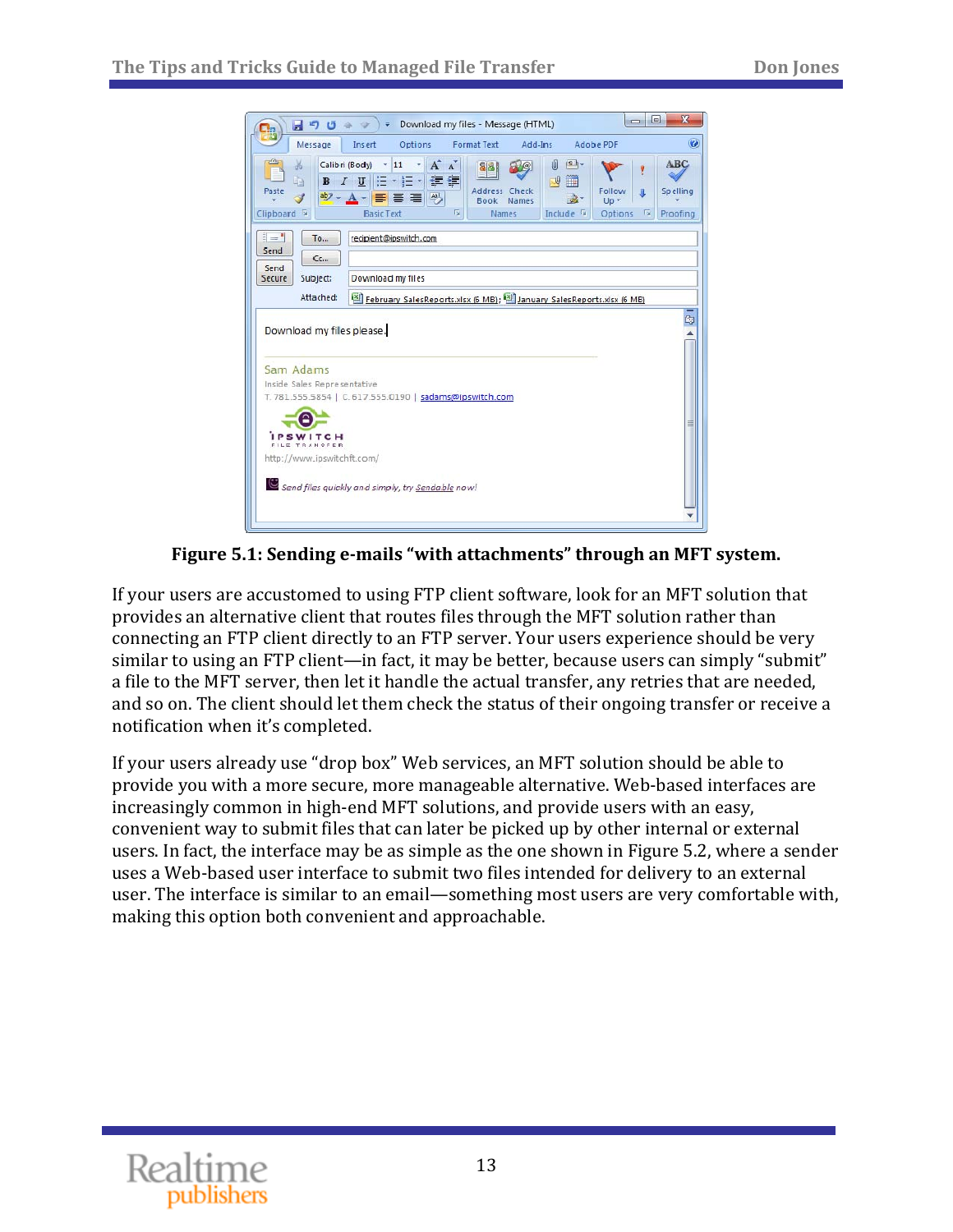**Figure 5.1: Sending e-mails "with attachments" through an MFT system.**

If your users are accustomed to using FTP client software, look for an MFT solution that provides an alternative client that routes files through the MFT solution rather than connecting an FTP client directly to an FTP server. Your users experience should be very similar to using an FTP client—in fact, it may be better, because users can simply "submit" a file to the MFT server, then let it handle the actual transfer, any retries that are needed, and so on. The client should let them check the status of their ongoing transfer or receive a notification when it's completed.

If your users already use "drop box" Web services, an MFT solution should be able to provide you with a more secure, more manageable alternative. Web-based interfaces are increasingly common in high-end MFT solutions, and provide users with an easy, convenient way to submit files that can later be picked up by other internal or external users. In fact, the interface may be as simple as the one shown in Figure 5.2, where a sender uses a Web-based user interface to submit two files intended for delivery to an external user. The interface is similar to an email—something most users are very comfortable with, making this option both convenient and approachable.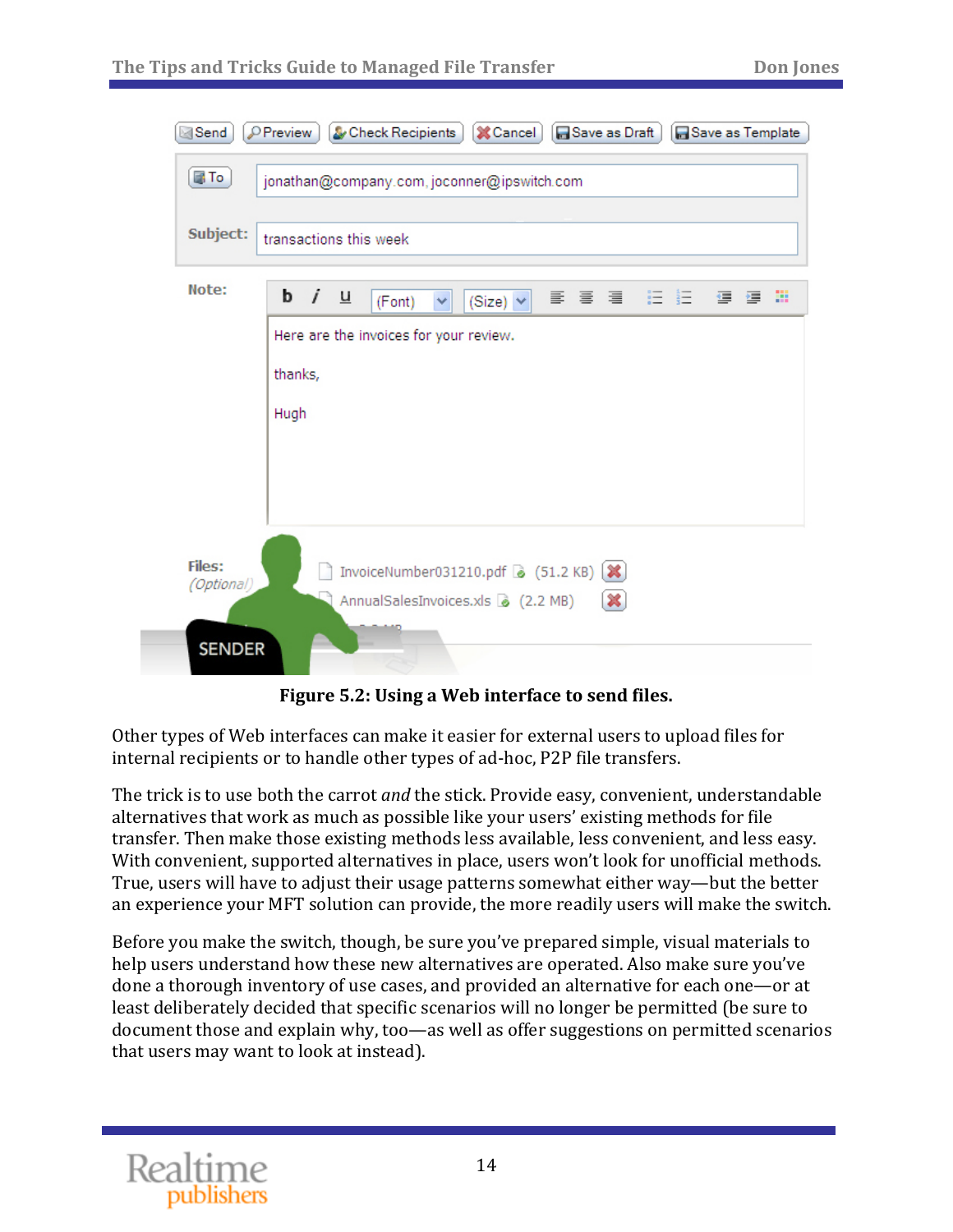**Figure 5.2: Using a Web interface to send files.**

Other types of Web interfaces can make it easier for external users to upload files for internal recipients or to handle other types of ad-hoc, P2P file transfers.

The trick is to use both the carrot *and* the stick. Provide easy, convenient, understandable alternatives that work as much as possible like your users' existing methods for file transfer. Then make those existing methods less available, less convenient, and less easy. With convenient, supported alternatives in place, users won't look for unofficial methods. True, users will have to adjust their usage patterns somewhat either way—but the better an experience your MFT solution can provide, the more readily users will make the switch.

Before you make the switch, though, be sure you've prepared simple, visual materials to help users understand how these new alternatives are operated. Also make sure you've done a thorough inventory of use cases, and provided an alternative for each one—or at least deliberately decided that specific scenarios will no longer be permitted (be sure to document those and explain why, too—as well as offer suggestions on permitted scenarios that users may want to look at instead).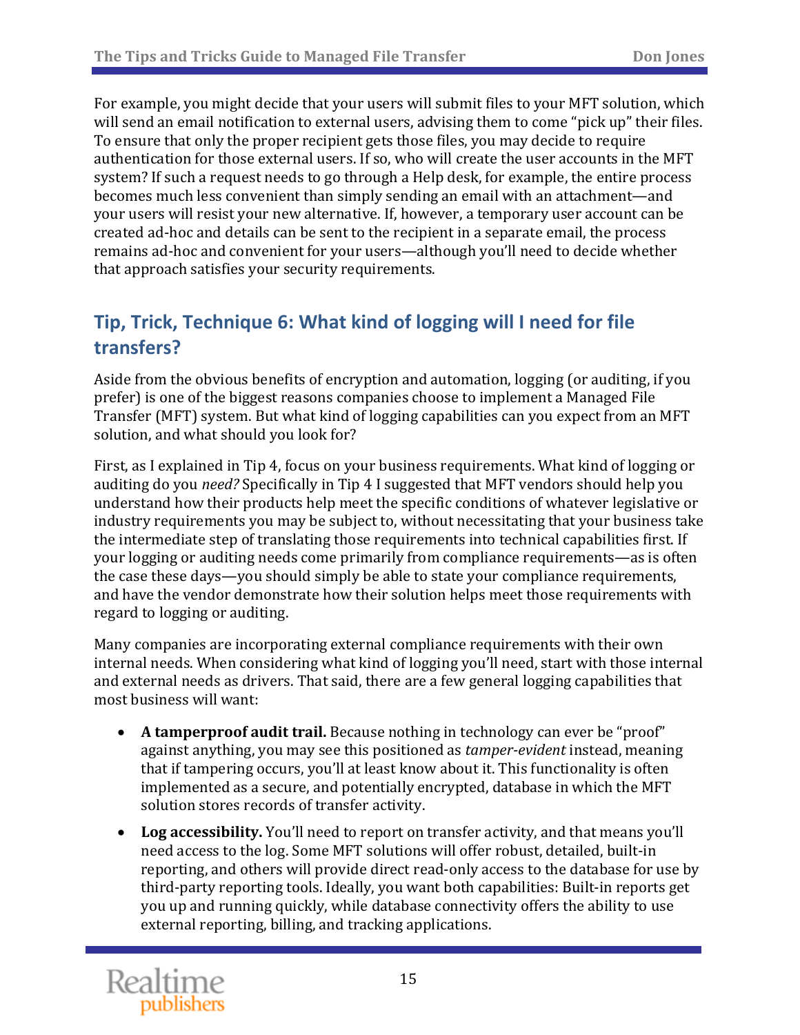For example, you might decide that your users will submit files to your MFT solution, which will send an email notification to external users, advising them to come "pick up" their files. To ensure that only the proper recipient gets those files, you may decide to require authentication for those external users. If so, who will create the user accounts in the MFT system? If such a request needs to go through a Help desk, for example, the entire process becomes much less convenient than simply sending an email with an attachment—and your users will resist your new alternative. If, however, a temporary user account can be created ad-hoc and details can be sent to the recipient in a separate email, the process remains ad-hoc and convenient for your users—although you'll need to decide whether that approach satisfies your security requirements.

## Tip, Trick, Technique 6: What kind of logging will I need for file transfers?

Aside from the obvious benefits of encryption and automation, logging (or auditing, if you prefer) is one of the biggest reasons companies choose to implement a Managed File Transfer (MFT) system. But what kind of logging capabilities can you expect from an MFT solution, and what should you look for?

First, as I explained in Tip 4, focus on your business requirements. What kind of logging or auditing do you *need?* Specifically in Tip 4 I suggested that MFT vendors should help you understand how their products help meet the specific conditions of whatever legislative or industry requirements you may be subject to, without necessitating that your business take the intermediate step of translating those requirements into technical capabilities first. If your logging or auditing needs come primarily from compliance requirements—as is often the case these days—you should simply be able to state your compliance requirements, and have the vendor demonstrate how their solution helps meet those requirements with regard to logging or auditing.

Many companies are incorporating external compliance requirements with their own internal needs. When considering what kind of logging you'll need, start with those internal and external needs as drivers. That said, there are a few general logging capabilities that most business will want:

- **A tamperproof audit trail.** Because nothing in technology can ever be "proof" against anything, you may see this positioned as *tamper-evident* instead, meaning that if tampering occurs, you'll at least know about it. This functionality is often implemented as a secure, and potentially encrypted, database in which the MFT solution stores records of transfer activity.
- **Log accessibility.** You'll need to report on transfer activity, and that means you'll need access to the log. Some MFT solutions will offer robust, detailed, built-in reporting, and others will provide direct read-only access to the database for use by third-party reporting tools. Ideally, you want both capabilities: Built-in reports get you up and running quickly, while database connectivity offers the ability to use external reporting, billing, and tracking applications.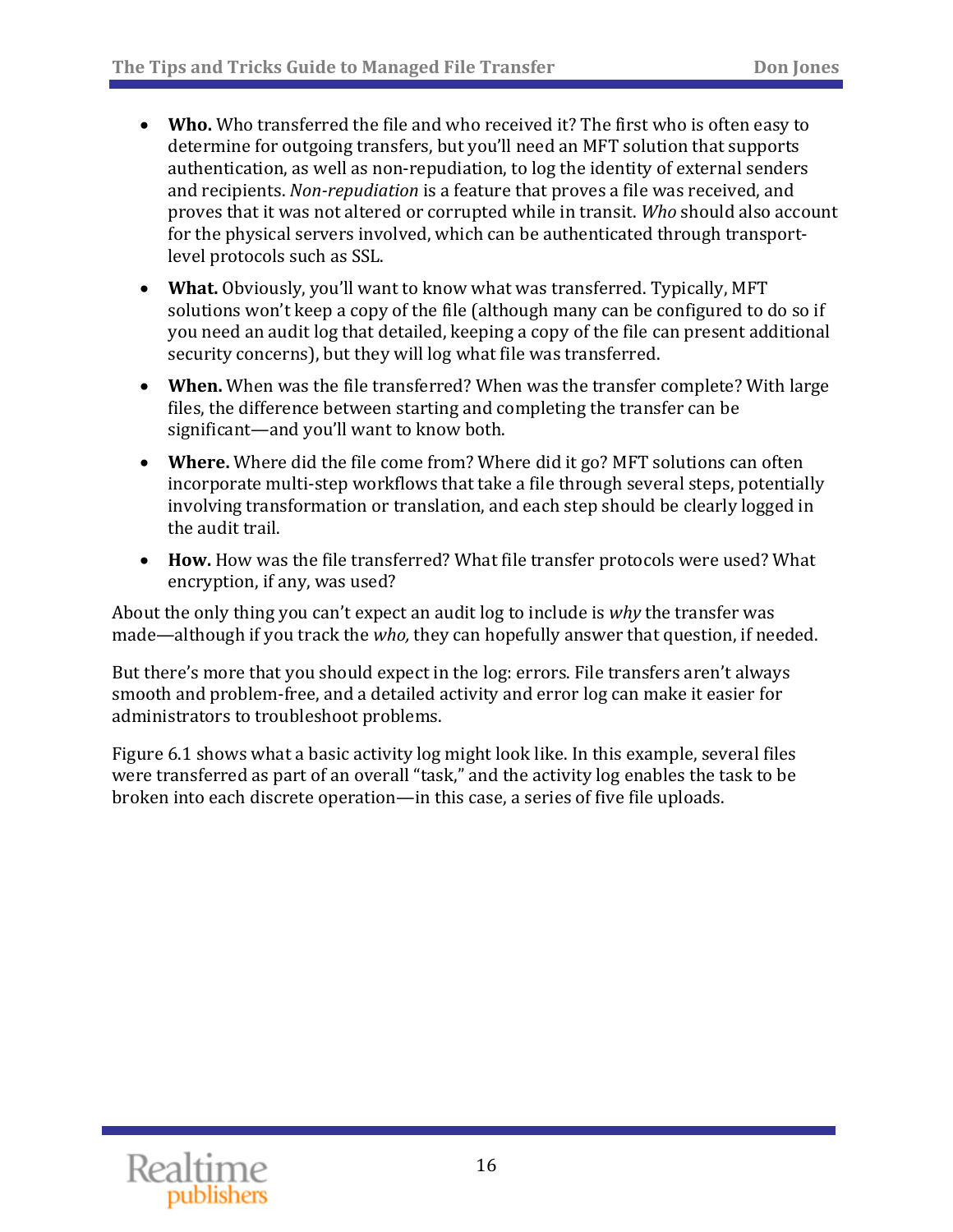- **Who.** Who transferred the file and who received it? The first who is often easy to determine for outgoing transfers, but you'll need an MFT solution that supports authentication, as well as non-repudiation, to log the identity of external senders and recipients. *Non-repudiation* is a feature that proves a file was received, and proves that it was not altered or corrupted while in transit. *Who* should also account for the physical servers involved, which can be authenticated through transport-level protocols such as SSL.
- **What.** Obviously, you'll want to know what was transferred. Typically, MFT solutions won't keep a copy of the file (although many can be configured to do so if you need an audit log that detailed, keeping a copy of the file can present additional security concerns), but they will log what file was transferred.
- **When.** When was the file transferred? When was the transfer complete? With large files, the difference between starting and completing the transfer can be significant—and you'll want to know both.
- **Where.** Where did the file come from? Where did it go? MFT solutions can often incorporate multi-step workflows that take a file through several steps, potentially involving transformation or translation, and each step should be clearly logged in the audit trail.
- **How.** How was the file transferred? What file transfer protocols were used? What encryption, if any, was used?

About the only thing you can't expect an audit log to include is *why* the transfer was made—although if you track the *who,* they can hopefully answer that question, if needed.

But there's more that you should expect in the log: errors. File transfers aren't always smooth and problem-free, and a detailed activity and error log can make it easier for administrators to troubleshoot problems.

Figure 6.1 shows what a basic activity log might look like. In this example, several files were transferred as part of an overall "task," and the activity log enables the task to be broken into each discrete operation—in this case, a series of five file uploads.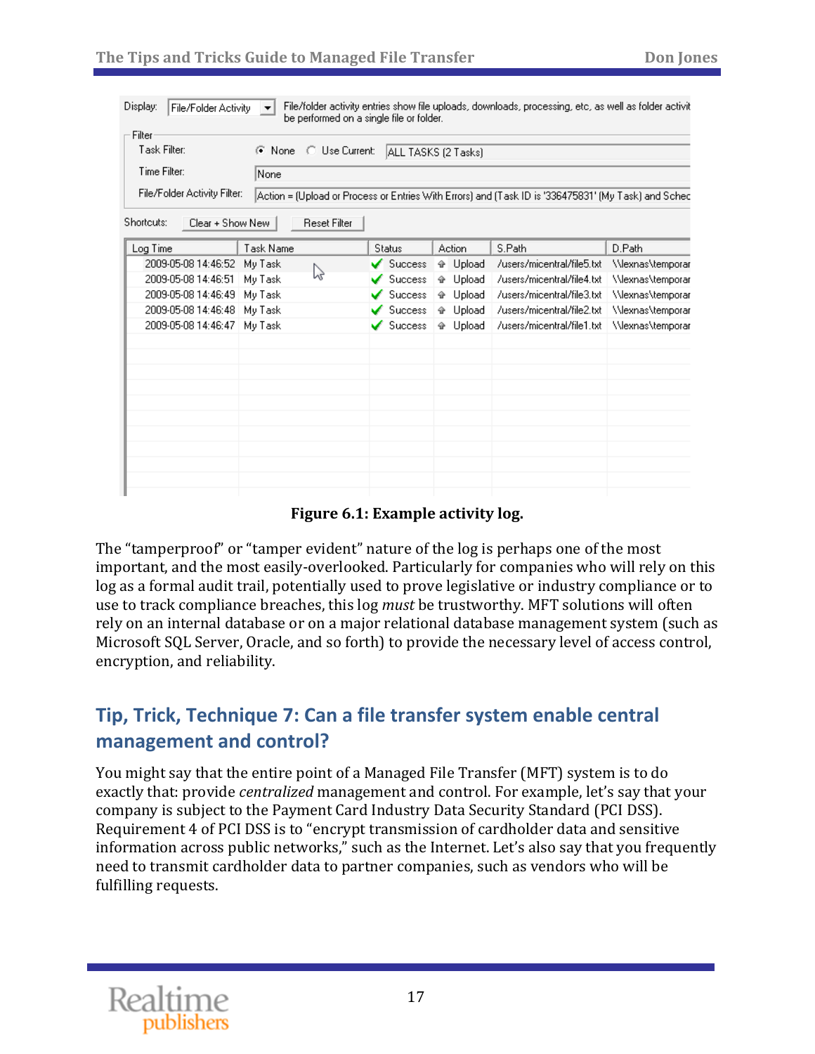Figure 6.1: Example activity log.

The "tamperproof" or "tamper evident" nature of the log is perhaps one of the most important, and the most easily-overlooked. Particularly for companies who will rely on this log as a formal audit trail, potentially used to prove legislative or industry compliance or to use to track compliance breaches, this log *must* be trustworthy. MFT solutions will often rely on an internal database or on a major relational database management system (such as Microsoft SQL Server, Oracle, and so forth) to provide the necessary level of access control, encryption, and reliability.

## Tip, Trick, Technique 7: Can a file transfer system enable central management and control?

You might say that the entire point of a Managed File Transfer (MFT) system is to do exactly that: provide *centralized* management and control. For example, let's say that your company is subject to the Payment Card Industry Data Security Standard (PCI DSS). Requirement 4 of PCI DSS is to "encrypt transmission of cardholder data and sensitive information across public networks," such as the Internet. Let's also say that you frequently need to transmit cardholder data to partner companies, such as vendors who will be fulfilling requests.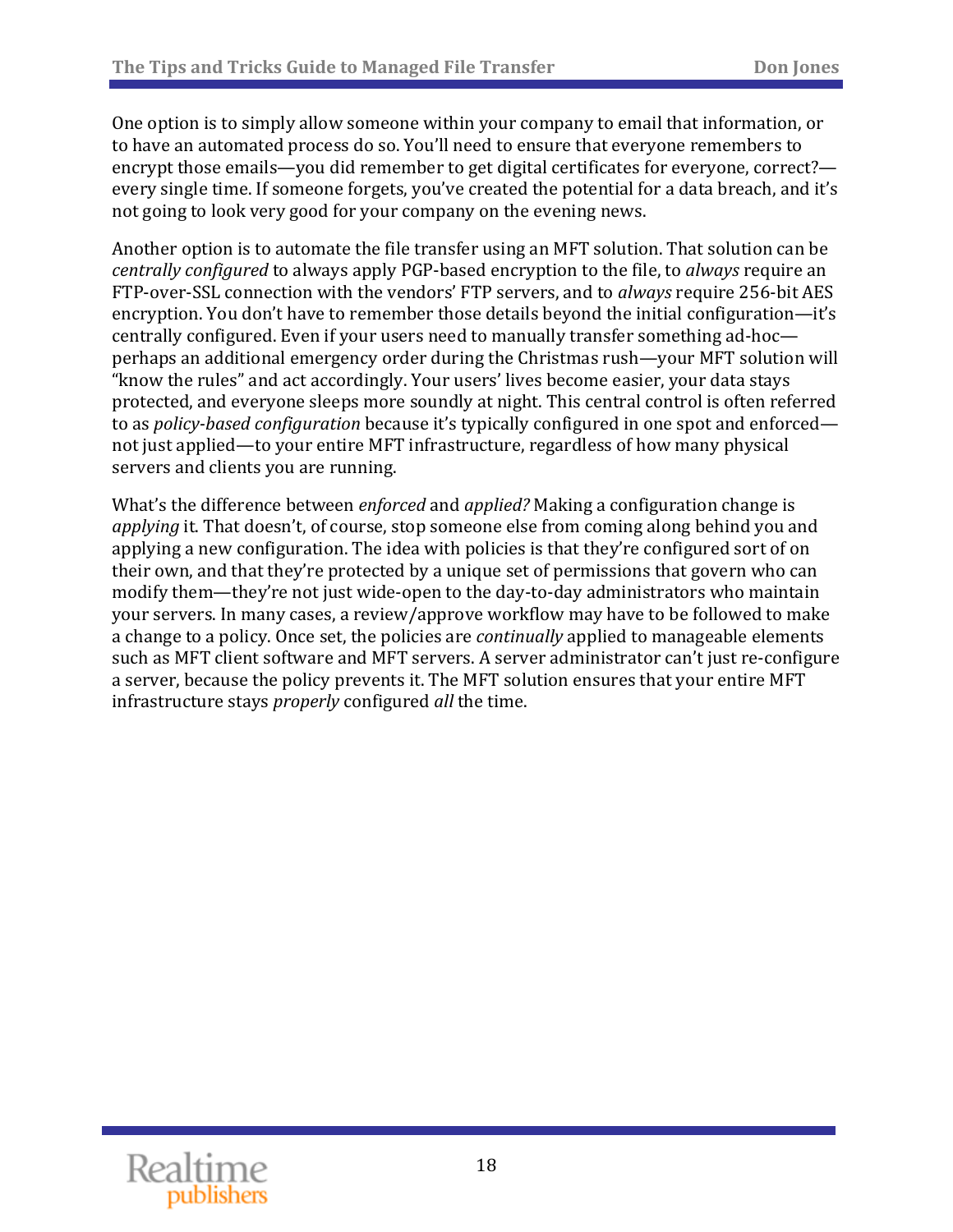One option is to simply allow someone within your company to email that information, or to have an automated process do so. You'll need to ensure that everyone remembers to encrypt those emails—you did remember to get digital certificates for everyone, correct?—every single time. If someone forgets, you've created the potential for a data breach, and it's not going to look very good for your company on the evening news.

Another option is to automate the file transfer using an MFT solution. That solution can be *centrally configured* to always apply PGP-based encryption to the file, to *always* require an FTP-over-SSL connection with the vendors' FTP servers, and to *always* require 256-bit AES encryption. You don't have to remember those details beyond the initial configuration—it's centrally configured. Even if your users need to manually transfer something ad-hoc—perhaps an additional emergency order during the Christmas rush—your MFT solution will "know the rules" and act accordingly. Your users' lives become easier, your data stays protected, and everyone sleeps more soundly at night. This central control is often referred to as *policy-based configuration* because it's typically configured in one spot and enforced—not just applied—to your entire MFT infrastructure, regardless of how many physical servers and clients you are running.

What's the difference between *enforced* and *applied?* Making a configuration change is *applying* it. That doesn't, of course, stop someone else from coming along behind you and applying a new configuration. The idea with policies is that they're configured sort of on their own, and that they're protected by a unique set of permissions that govern who can modify them—they're not just wide-open to the day-to-day administrators who maintain your servers. In many cases, a review/approve workflow may have to be followed to make a change to a policy. Once set, the policies are *continually* applied to manageable elements such as MFT client software and MFT servers. A server administrator can't just re-configure a server, because the policy prevents it. The MFT solution ensures that your entire MFT infrastructure stays *properly* configured *all* the time.